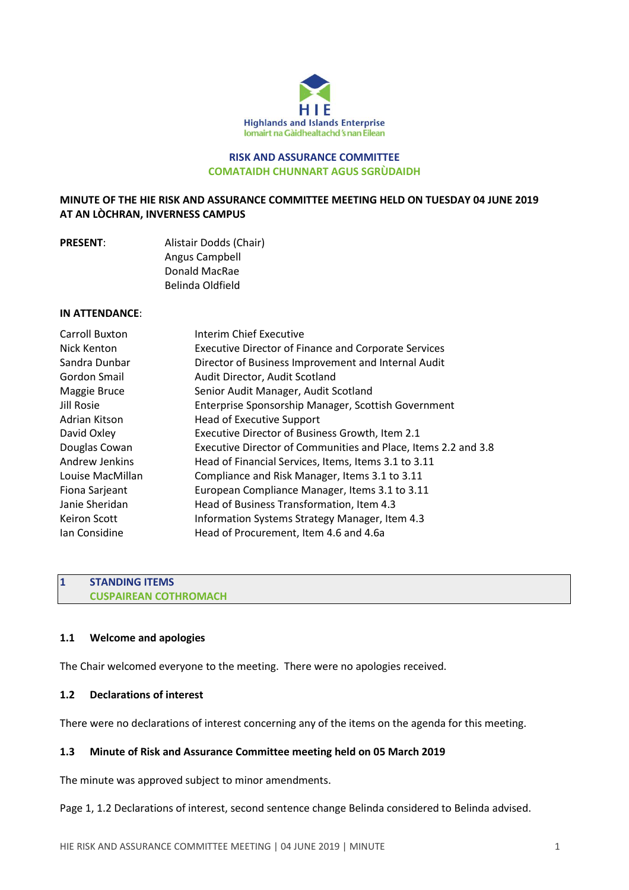**HIE**
**Highlands and Islands Enterprise**
**Iomairt na Gàidhealtachd 's nan Eilean**

**RISK AND ASSURANCE COMMITTEE**
**COMATAIDH CHUNNART AGUS SGRÙDAIDH**

**MINUTE OF THE HIE RISK AND ASSURANCE COMMITTEE MEETING HELD ON TUESDAY 04 JUNE 2019 AT AN LÒCHRAN, INVERNESS CAMPUS**

**PRESENT**:

Alistair Dodds (Chair)
Angus Campbell
Donald MacRae
Belinda Oldfield

**IN ATTENDANCE**:

| | |
|---|---|
| Carroll Buxton | Interim Chief Executive |
| Nick Kenton | Executive Director of Finance and Corporate Services |
| Sandra Dunbar | Director of Business Improvement and Internal Audit |
| Gordon Smail | Audit Director, Audit Scotland |
| Maggie Bruce | Senior Audit Manager, Audit Scotland |
| Jill Rosie | Enterprise Sponsorship Manager, Scottish Government |
| Adrian Kitson | Head of Executive Support |
| David Oxley | Executive Director of Business Growth, Item 2.1 |
| Douglas Cowan | Executive Director of Communities and Place, Items 2.2 and 3.8 |
| Andrew Jenkins | Head of Financial Services, Items, Items 3.1 to 3.11 |
| Louise MacMillan | Compliance and Risk Manager, Items 3.1 to 3.11 |
| Fiona Sarjeant | European Compliance Manager, Items 3.1 to 3.11 |
| Janie Sheridan | Head of Business Transformation, Item 4.3 |
| Keiron Scott | Information Systems Strategy Manager, Item 4.3 |
| Ian Considine | Head of Procurement, Item 4.6 and 4.6a |

## 1 STANDING ITEMS
## CUSPAIREAN COTHROMACH

### 1.1 Welcome and apologies

The Chair welcomed everyone to the meeting. There were no apologies received.

### 1.2 Declarations of interest

There were no declarations of interest concerning any of the items on the agenda for this meeting.

### 1.3 Minute of Risk and Assurance Committee meeting held on 05 March 2019

The minute was approved subject to minor amendments.

Page 1, 1.2 Declarations of interest, second sentence change Belinda considered to Belinda advised.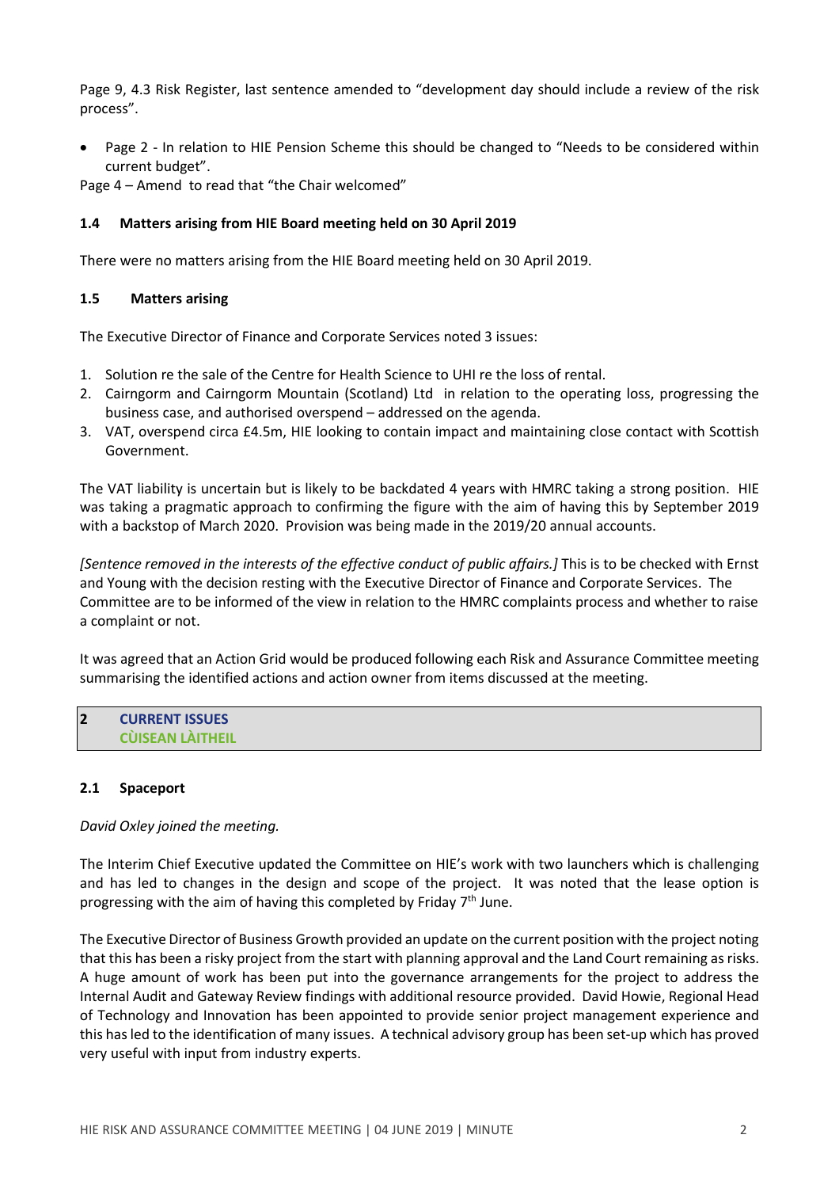Page 9, 4.3 Risk Register, last sentence amended to "development day should include a review of the risk process".

- Page 2 - In relation to HIE Pension Scheme this should be changed to "Needs to be considered within current budget".

Page 4 – Amend to read that "the Chair welcomed"

### 1.4 Matters arising from HIE Board meeting held on 30 April 2019

There were no matters arising from the HIE Board meeting held on 30 April 2019.

### 1.5 Matters arising

The Executive Director of Finance and Corporate Services noted 3 issues:

1. Solution re the sale of the Centre for Health Science to UHI re the loss of rental.
2. Cairngorm and Cairngorm Mountain (Scotland) Ltd in relation to the operating loss, progressing the business case, and authorised overspend – addressed on the agenda.
3. VAT, overspend circa £4.5m, HIE looking to contain impact and maintaining close contact with Scottish Government.

The VAT liability is uncertain but is likely to be backdated 4 years with HMRC taking a strong position. HIE was taking a pragmatic approach to confirming the figure with the aim of having this by September 2019 with a backstop of March 2020. Provision was being made in the 2019/20 annual accounts.

*[Sentence removed in the interests of the effective conduct of public affairs.]* This is to be checked with Ernst and Young with the decision resting with the Executive Director of Finance and Corporate Services. The Committee are to be informed of the view in relation to the HMRC complaints process and whether to raise a complaint or not.

It was agreed that an Action Grid would be produced following each Risk and Assurance Committee meeting summarising the identified actions and action owner from items discussed at the meeting.

## 2 CURRENT ISSUES
## CÙISEAN LÀITHEIL

### 2.1 Spaceport

*David Oxley joined the meeting.*

The Interim Chief Executive updated the Committee on HIE's work with two launchers which is challenging and has led to changes in the design and scope of the project. It was noted that the lease option is progressing with the aim of having this completed by Friday 7th June.

The Executive Director of Business Growth provided an update on the current position with the project noting that this has been a risky project from the start with planning approval and the Land Court remaining as risks. A huge amount of work has been put into the governance arrangements for the project to address the Internal Audit and Gateway Review findings with additional resource provided. David Howie, Regional Head of Technology and Innovation has been appointed to provide senior project management experience and this has led to the identification of many issues. A technical advisory group has been set-up which has proved very useful with input from industry experts.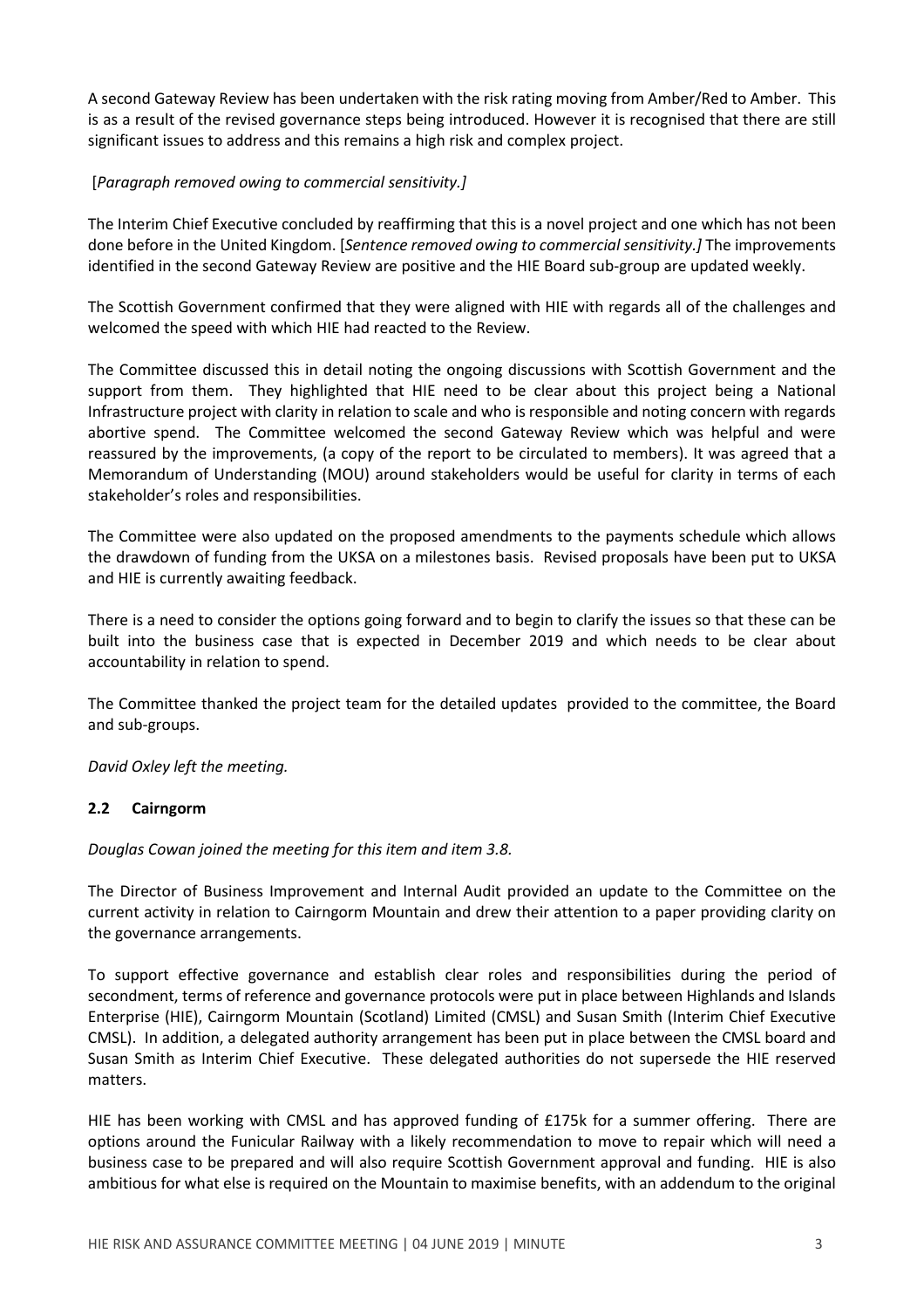A second Gateway Review has been undertaken with the risk rating moving from Amber/Red to Amber. This is as a result of the revised governance steps being introduced. However it is recognised that there are still significant issues to address and this remains a high risk and complex project.

[*Paragraph removed owing to commercial sensitivity.]*

The Interim Chief Executive concluded by reaffirming that this is a novel project and one which has not been done before in the United Kingdom. [*Sentence removed owing to commercial sensitivity.]* The improvements identified in the second Gateway Review are positive and the HIE Board sub-group are updated weekly.

The Scottish Government confirmed that they were aligned with HIE with regards all of the challenges and welcomed the speed with which HIE had reacted to the Review.

The Committee discussed this in detail noting the ongoing discussions with Scottish Government and the support from them. They highlighted that HIE need to be clear about this project being a National Infrastructure project with clarity in relation to scale and who is responsible and noting concern with regards abortive spend. The Committee welcomed the second Gateway Review which was helpful and were reassured by the improvements, (a copy of the report to be circulated to members). It was agreed that a Memorandum of Understanding (MOU) around stakeholders would be useful for clarity in terms of each stakeholder's roles and responsibilities.

The Committee were also updated on the proposed amendments to the payments schedule which allows the drawdown of funding from the UKSA on a milestones basis. Revised proposals have been put to UKSA and HIE is currently awaiting feedback.

There is a need to consider the options going forward and to begin to clarify the issues so that these can be built into the business case that is expected in December 2019 and which needs to be clear about accountability in relation to spend.

The Committee thanked the project team for the detailed updates provided to the committee, the Board and sub-groups.

*David Oxley left the meeting.*

### 2.2 Cairngorm

*Douglas Cowan joined the meeting for this item and item 3.8.*

The Director of Business Improvement and Internal Audit provided an update to the Committee on the current activity in relation to Cairngorm Mountain and drew their attention to a paper providing clarity on the governance arrangements.

To support effective governance and establish clear roles and responsibilities during the period of secondment, terms of reference and governance protocols were put in place between Highlands and Islands Enterprise (HIE), Cairngorm Mountain (Scotland) Limited (CMSL) and Susan Smith (Interim Chief Executive CMSL). In addition, a delegated authority arrangement has been put in place between the CMSL board and Susan Smith as Interim Chief Executive. These delegated authorities do not supersede the HIE reserved matters.

HIE has been working with CMSL and has approved funding of £175k for a summer offering. There are options around the Funicular Railway with a likely recommendation to move to repair which will need a business case to be prepared and will also require Scottish Government approval and funding. HIE is also ambitious for what else is required on the Mountain to maximise benefits, with an addendum to the original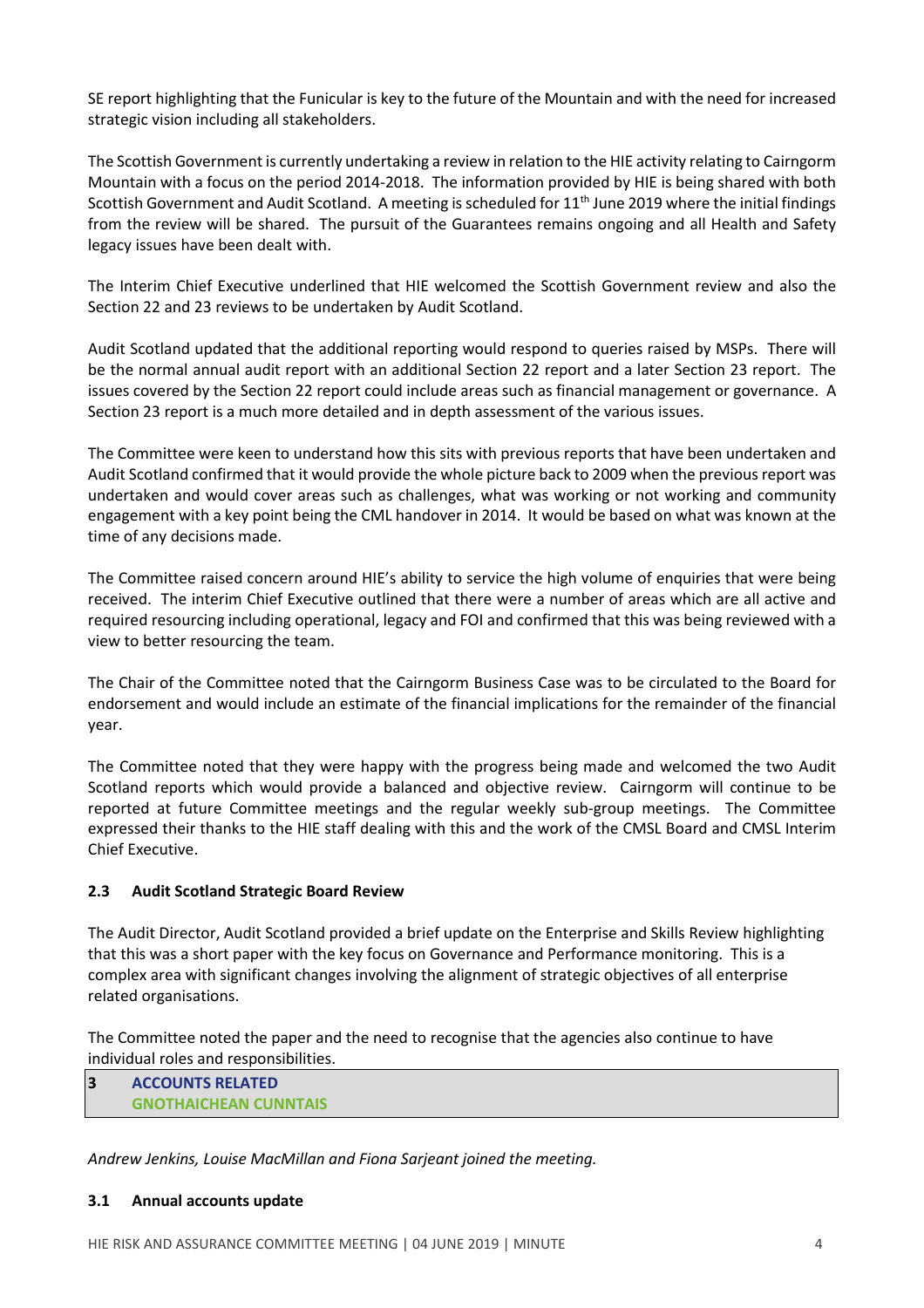SE report highlighting that the Funicular is key to the future of the Mountain and with the need for increased strategic vision including all stakeholders.

The Scottish Government is currently undertaking a review in relation to the HIE activity relating to Cairngorm Mountain with a focus on the period 2014-2018. The information provided by HIE is being shared with both Scottish Government and Audit Scotland. A meeting is scheduled for 11th June 2019 where the initial findings from the review will be shared. The pursuit of the Guarantees remains ongoing and all Health and Safety legacy issues have been dealt with.

The Interim Chief Executive underlined that HIE welcomed the Scottish Government review and also the Section 22 and 23 reviews to be undertaken by Audit Scotland.

Audit Scotland updated that the additional reporting would respond to queries raised by MSPs. There will be the normal annual audit report with an additional Section 22 report and a later Section 23 report. The issues covered by the Section 22 report could include areas such as financial management or governance. A Section 23 report is a much more detailed and in depth assessment of the various issues.

The Committee were keen to understand how this sits with previous reports that have been undertaken and Audit Scotland confirmed that it would provide the whole picture back to 2009 when the previous report was undertaken and would cover areas such as challenges, what was working or not working and community engagement with a key point being the CML handover in 2014. It would be based on what was known at the time of any decisions made.

The Committee raised concern around HIE's ability to service the high volume of enquiries that were being received. The interim Chief Executive outlined that there were a number of areas which are all active and required resourcing including operational, legacy and FOI and confirmed that this was being reviewed with a view to better resourcing the team.

The Chair of the Committee noted that the Cairngorm Business Case was to be circulated to the Board for endorsement and would include an estimate of the financial implications for the remainder of the financial year.

The Committee noted that they were happy with the progress being made and welcomed the two Audit Scotland reports which would provide a balanced and objective review. Cairngorm will continue to be reported at future Committee meetings and the regular weekly sub-group meetings. The Committee expressed their thanks to the HIE staff dealing with this and the work of the CMSL Board and CMSL Interim Chief Executive.

### 2.3 Audit Scotland Strategic Board Review

The Audit Director, Audit Scotland provided a brief update on the Enterprise and Skills Review highlighting that this was a short paper with the key focus on Governance and Performance monitoring. This is a complex area with significant changes involving the alignment of strategic objectives of all enterprise related organisations.

The Committee noted the paper and the need to recognise that the agencies also continue to have individual roles and responsibilities.

## 3 ACCOUNTS RELATED
## GNOTHAICHEAN CUNNTAIS

*Andrew Jenkins, Louise MacMillan and Fiona Sarjeant joined the meeting.*

### 3.1 Annual accounts update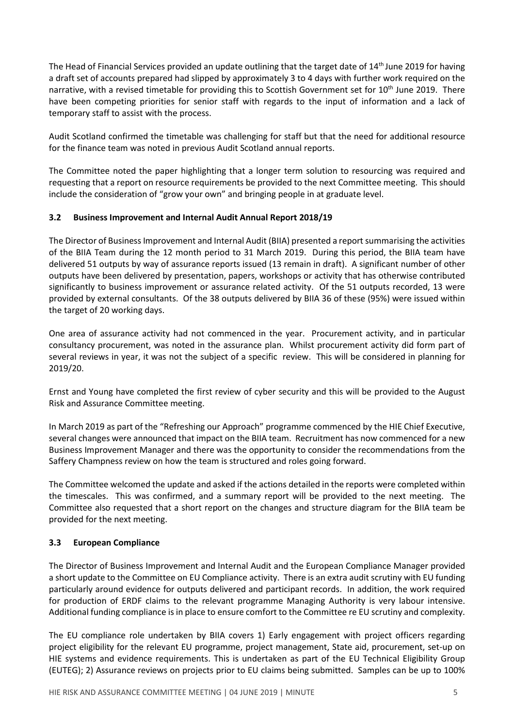The Head of Financial Services provided an update outlining that the target date of 14th June 2019 for having a draft set of accounts prepared had slipped by approximately 3 to 4 days with further work required on the narrative, with a revised timetable for providing this to Scottish Government set for 10th June 2019. There have been competing priorities for senior staff with regards to the input of information and a lack of temporary staff to assist with the process.

Audit Scotland confirmed the timetable was challenging for staff but that the need for additional resource for the finance team was noted in previous Audit Scotland annual reports.

The Committee noted the paper highlighting that a longer term solution to resourcing was required and requesting that a report on resource requirements be provided to the next Committee meeting. This should include the consideration of "grow your own" and bringing people in at graduate level.

### 3.2 Business Improvement and Internal Audit Annual Report 2018/19

The Director of Business Improvement and Internal Audit (BIIA) presented a report summarising the activities of the BIIA Team during the 12 month period to 31 March 2019. During this period, the BIIA team have delivered 51 outputs by way of assurance reports issued (13 remain in draft). A significant number of other outputs have been delivered by presentation, papers, workshops or activity that has otherwise contributed significantly to business improvement or assurance related activity. Of the 51 outputs recorded, 13 were provided by external consultants. Of the 38 outputs delivered by BIIA 36 of these (95%) were issued within the target of 20 working days.

One area of assurance activity had not commenced in the year. Procurement activity, and in particular consultancy procurement, was noted in the assurance plan. Whilst procurement activity did form part of several reviews in year, it was not the subject of a specific review. This will be considered in planning for 2019/20.

Ernst and Young have completed the first review of cyber security and this will be provided to the August Risk and Assurance Committee meeting.

In March 2019 as part of the "Refreshing our Approach" programme commenced by the HIE Chief Executive, several changes were announced that impact on the BIIA team. Recruitment has now commenced for a new Business Improvement Manager and there was the opportunity to consider the recommendations from the Saffery Champness review on how the team is structured and roles going forward.

The Committee welcomed the update and asked if the actions detailed in the reports were completed within the timescales. This was confirmed, and a summary report will be provided to the next meeting. The Committee also requested that a short report on the changes and structure diagram for the BIIA team be provided for the next meeting.

### 3.3 European Compliance

The Director of Business Improvement and Internal Audit and the European Compliance Manager provided a short update to the Committee on EU Compliance activity. There is an extra audit scrutiny with EU funding particularly around evidence for outputs delivered and participant records. In addition, the work required for production of ERDF claims to the relevant programme Managing Authority is very labour intensive. Additional funding compliance is in place to ensure comfort to the Committee re EU scrutiny and complexity.

The EU compliance role undertaken by BIIA covers 1) Early engagement with project officers regarding project eligibility for the relevant EU programme, project management, State aid, procurement, set-up on HIE systems and evidence requirements. This is undertaken as part of the EU Technical Eligibility Group (EUTEG); 2) Assurance reviews on projects prior to EU claims being submitted. Samples can be up to 100%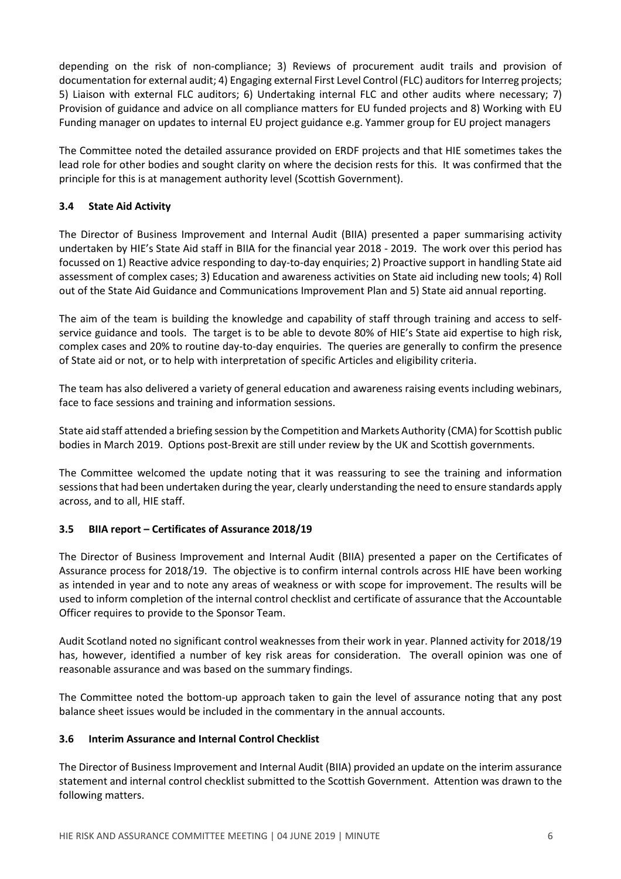depending on the risk of non-compliance; 3) Reviews of procurement audit trails and provision of documentation for external audit; 4) Engaging external First Level Control (FLC) auditors for Interreg projects; 5) Liaison with external FLC auditors; 6) Undertaking internal FLC and other audits where necessary; 7) Provision of guidance and advice on all compliance matters for EU funded projects and 8) Working with EU Funding manager on updates to internal EU project guidance e.g. Yammer group for EU project managers

The Committee noted the detailed assurance provided on ERDF projects and that HIE sometimes takes the lead role for other bodies and sought clarity on where the decision rests for this. It was confirmed that the principle for this is at management authority level (Scottish Government).

### 3.4 State Aid Activity

The Director of Business Improvement and Internal Audit (BIIA) presented a paper summarising activity undertaken by HIE's State Aid staff in BIIA for the financial year 2018 - 2019. The work over this period has focussed on 1) Reactive advice responding to day-to-day enquiries; 2) Proactive support in handling State aid assessment of complex cases; 3) Education and awareness activities on State aid including new tools; 4) Roll out of the State Aid Guidance and Communications Improvement Plan and 5) State aid annual reporting.

The aim of the team is building the knowledge and capability of staff through training and access to self-service guidance and tools. The target is to be able to devote 80% of HIE's State aid expertise to high risk, complex cases and 20% to routine day-to-day enquiries. The queries are generally to confirm the presence of State aid or not, or to help with interpretation of specific Articles and eligibility criteria.

The team has also delivered a variety of general education and awareness raising events including webinars, face to face sessions and training and information sessions.

State aid staff attended a briefing session by the Competition and Markets Authority (CMA) for Scottish public bodies in March 2019. Options post-Brexit are still under review by the UK and Scottish governments.

The Committee welcomed the update noting that it was reassuring to see the training and information sessions that had been undertaken during the year, clearly understanding the need to ensure standards apply across, and to all, HIE staff.

### 3.5 BIIA report – Certificates of Assurance 2018/19

The Director of Business Improvement and Internal Audit (BIIA) presented a paper on the Certificates of Assurance process for 2018/19. The objective is to confirm internal controls across HIE have been working as intended in year and to note any areas of weakness or with scope for improvement. The results will be used to inform completion of the internal control checklist and certificate of assurance that the Accountable Officer requires to provide to the Sponsor Team.

Audit Scotland noted no significant control weaknesses from their work in year. Planned activity for 2018/19 has, however, identified a number of key risk areas for consideration. The overall opinion was one of reasonable assurance and was based on the summary findings.

The Committee noted the bottom-up approach taken to gain the level of assurance noting that any post balance sheet issues would be included in the commentary in the annual accounts.

### 3.6 Interim Assurance and Internal Control Checklist

The Director of Business Improvement and Internal Audit (BIIA) provided an update on the interim assurance statement and internal control checklist submitted to the Scottish Government. Attention was drawn to the following matters.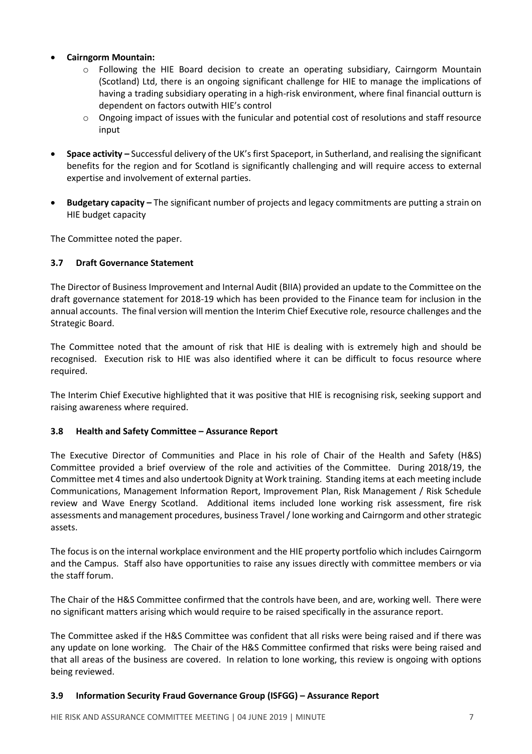- **Cairngorm Mountain:**
    - Following the HIE Board decision to create an operating subsidiary, Cairngorm Mountain (Scotland) Ltd, there is an ongoing significant challenge for HIE to manage the implications of having a trading subsidiary operating in a high-risk environment, where final financial outturn is dependent on factors outwith HIE's control
    - Ongoing impact of issues with the funicular and potential cost of resolutions and staff resource input

- **Space activity –** Successful delivery of the UK's first Spaceport, in Sutherland, and realising the significant benefits for the region and for Scotland is significantly challenging and will require access to external expertise and involvement of external parties.

- **Budgetary capacity –** The significant number of projects and legacy commitments are putting a strain on HIE budget capacity

The Committee noted the paper.

### 3.7 Draft Governance Statement

The Director of Business Improvement and Internal Audit (BIIA) provided an update to the Committee on the draft governance statement for 2018-19 which has been provided to the Finance team for inclusion in the annual accounts. The final version will mention the Interim Chief Executive role, resource challenges and the Strategic Board.

The Committee noted that the amount of risk that HIE is dealing with is extremely high and should be recognised. Execution risk to HIE was also identified where it can be difficult to focus resource where required.

The Interim Chief Executive highlighted that it was positive that HIE is recognising risk, seeking support and raising awareness where required.

### 3.8 Health and Safety Committee – Assurance Report

The Executive Director of Communities and Place in his role of Chair of the Health and Safety (H&S) Committee provided a brief overview of the role and activities of the Committee. During 2018/19, the Committee met 4 times and also undertook Dignity at Work training. Standing items at each meeting include Communications, Management Information Report, Improvement Plan, Risk Management / Risk Schedule review and Wave Energy Scotland. Additional items included lone working risk assessment, fire risk assessments and management procedures, business Travel / lone working and Cairngorm and other strategic assets.

The focus is on the internal workplace environment and the HIE property portfolio which includes Cairngorm and the Campus. Staff also have opportunities to raise any issues directly with committee members or via the staff forum.

The Chair of the H&S Committee confirmed that the controls have been, and are, working well. There were no significant matters arising which would require to be raised specifically in the assurance report.

The Committee asked if the H&S Committee was confident that all risks were being raised and if there was any update on lone working. The Chair of the H&S Committee confirmed that risks were being raised and that all areas of the business are covered. In relation to lone working, this review is ongoing with options being reviewed.

### 3.9 Information Security Fraud Governance Group (ISFGG) – Assurance Report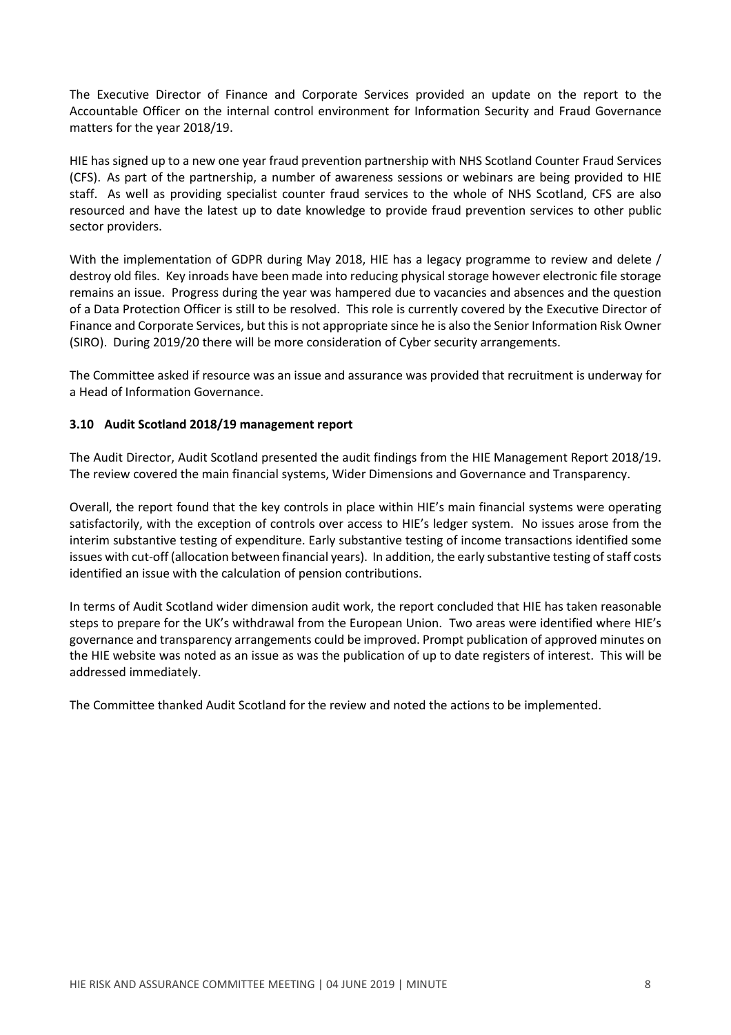The Executive Director of Finance and Corporate Services provided an update on the report to the Accountable Officer on the internal control environment for Information Security and Fraud Governance matters for the year 2018/19.

HIE has signed up to a new one year fraud prevention partnership with NHS Scotland Counter Fraud Services (CFS). As part of the partnership, a number of awareness sessions or webinars are being provided to HIE staff. As well as providing specialist counter fraud services to the whole of NHS Scotland, CFS are also resourced and have the latest up to date knowledge to provide fraud prevention services to other public sector providers.

With the implementation of GDPR during May 2018, HIE has a legacy programme to review and delete / destroy old files. Key inroads have been made into reducing physical storage however electronic file storage remains an issue. Progress during the year was hampered due to vacancies and absences and the question of a Data Protection Officer is still to be resolved. This role is currently covered by the Executive Director of Finance and Corporate Services, but this is not appropriate since he is also the Senior Information Risk Owner (SIRO). During 2019/20 there will be more consideration of Cyber security arrangements.

The Committee asked if resource was an issue and assurance was provided that recruitment is underway for a Head of Information Governance.

### 3.10 Audit Scotland 2018/19 management report

The Audit Director, Audit Scotland presented the audit findings from the HIE Management Report 2018/19. The review covered the main financial systems, Wider Dimensions and Governance and Transparency.

Overall, the report found that the key controls in place within HIE's main financial systems were operating satisfactorily, with the exception of controls over access to HIE's ledger system. No issues arose from the interim substantive testing of expenditure. Early substantive testing of income transactions identified some issues with cut-off (allocation between financial years). In addition, the early substantive testing of staff costs identified an issue with the calculation of pension contributions.

In terms of Audit Scotland wider dimension audit work, the report concluded that HIE has taken reasonable steps to prepare for the UK's withdrawal from the European Union. Two areas were identified where HIE's governance and transparency arrangements could be improved. Prompt publication of approved minutes on the HIE website was noted as an issue as was the publication of up to date registers of interest. This will be addressed immediately.

The Committee thanked Audit Scotland for the review and noted the actions to be implemented.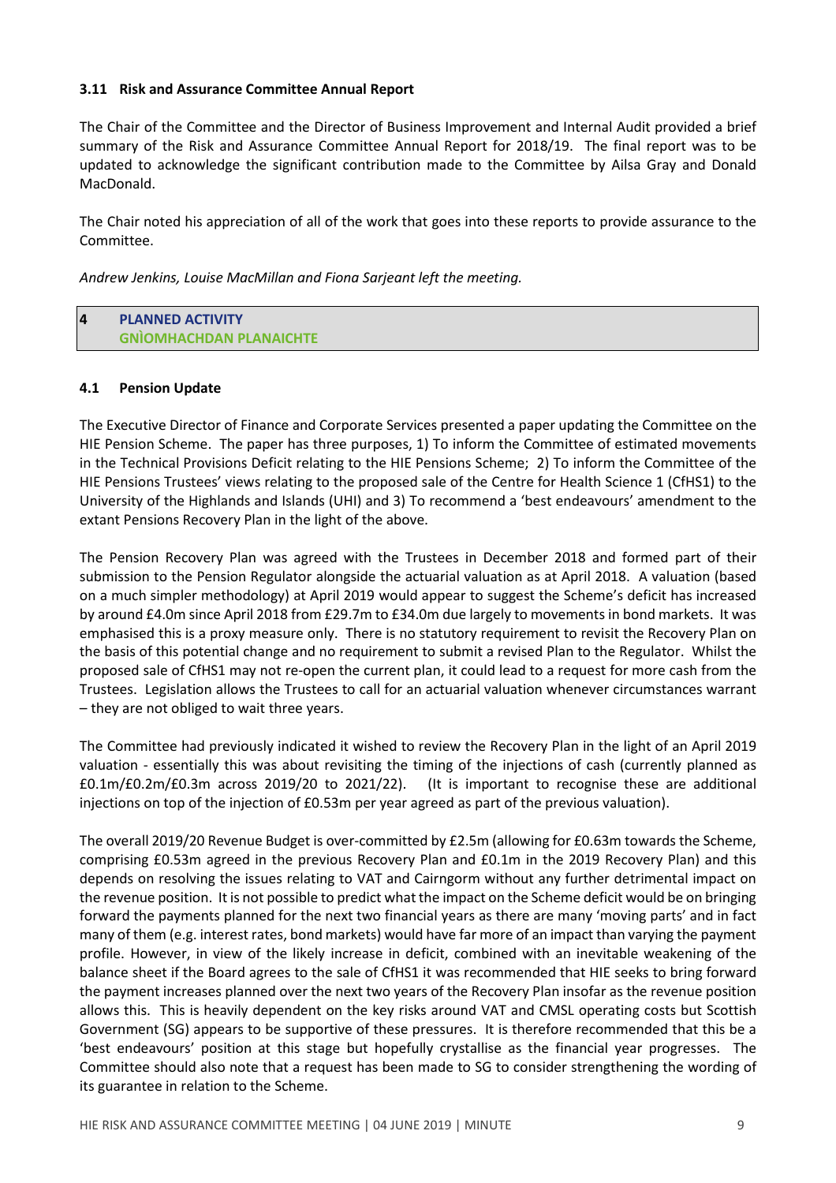### 3.11 Risk and Assurance Committee Annual Report

The Chair of the Committee and the Director of Business Improvement and Internal Audit provided a brief summary of the Risk and Assurance Committee Annual Report for 2018/19. The final report was to be updated to acknowledge the significant contribution made to the Committee by Ailsa Gray and Donald MacDonald.

The Chair noted his appreciation of all of the work that goes into these reports to provide assurance to the Committee.

*Andrew Jenkins, Louise MacMillan and Fiona Sarjeant left the meeting.*

## 4 PLANNED ACTIVITY
## GNÌOMHACHDAN PLANAICHTE

### 4.1 Pension Update

The Executive Director of Finance and Corporate Services presented a paper updating the Committee on the HIE Pension Scheme. The paper has three purposes, 1) To inform the Committee of estimated movements in the Technical Provisions Deficit relating to the HIE Pensions Scheme; 2) To inform the Committee of the HIE Pensions Trustees' views relating to the proposed sale of the Centre for Health Science 1 (CfHS1) to the University of the Highlands and Islands (UHI) and 3) To recommend a 'best endeavours' amendment to the extant Pensions Recovery Plan in the light of the above.

The Pension Recovery Plan was agreed with the Trustees in December 2018 and formed part of their submission to the Pension Regulator alongside the actuarial valuation as at April 2018. A valuation (based on a much simpler methodology) at April 2019 would appear to suggest the Scheme's deficit has increased by around £4.0m since April 2018 from £29.7m to £34.0m due largely to movements in bond markets. It was emphasised this is a proxy measure only. There is no statutory requirement to revisit the Recovery Plan on the basis of this potential change and no requirement to submit a revised Plan to the Regulator. Whilst the proposed sale of CfHS1 may not re-open the current plan, it could lead to a request for more cash from the Trustees. Legislation allows the Trustees to call for an actuarial valuation whenever circumstances warrant – they are not obliged to wait three years.

The Committee had previously indicated it wished to review the Recovery Plan in the light of an April 2019 valuation - essentially this was about revisiting the timing of the injections of cash (currently planned as £0.1m/£0.2m/£0.3m across 2019/20 to 2021/22). (It is important to recognise these are additional injections on top of the injection of £0.53m per year agreed as part of the previous valuation).

The overall 2019/20 Revenue Budget is over-committed by £2.5m (allowing for £0.63m towards the Scheme, comprising £0.53m agreed in the previous Recovery Plan and £0.1m in the 2019 Recovery Plan) and this depends on resolving the issues relating to VAT and Cairngorm without any further detrimental impact on the revenue position. It is not possible to predict what the impact on the Scheme deficit would be on bringing forward the payments planned for the next two financial years as there are many 'moving parts' and in fact many of them (e.g. interest rates, bond markets) would have far more of an impact than varying the payment profile. However, in view of the likely increase in deficit, combined with an inevitable weakening of the balance sheet if the Board agrees to the sale of CfHS1 it was recommended that HIE seeks to bring forward the payment increases planned over the next two years of the Recovery Plan insofar as the revenue position allows this. This is heavily dependent on the key risks around VAT and CMSL operating costs but Scottish Government (SG) appears to be supportive of these pressures. It is therefore recommended that this be a 'best endeavours' position at this stage but hopefully crystallise as the financial year progresses. The Committee should also note that a request has been made to SG to consider strengthening the wording of its guarantee in relation to the Scheme.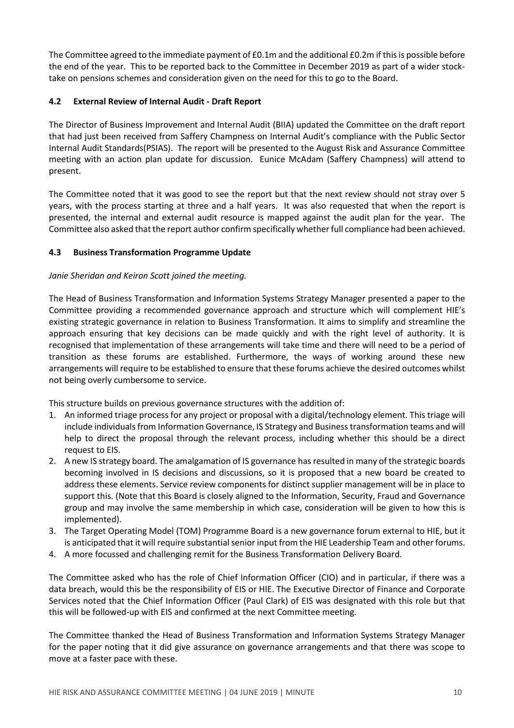The Committee agreed to the immediate payment of £0.1m and the additional £0.2m if this is possible before the end of the year. This to be reported back to the Committee in December 2019 as part of a wider stock-take on pensions schemes and consideration given on the need for this to go to the Board.

### 4.2 External Review of Internal Audit - Draft Report

The Director of Business Improvement and Internal Audit (BIIA) updated the Committee on the draft report that had just been received from Saffery Champness on Internal Audit's compliance with the Public Sector Internal Audit Standards(PSIAS). The report will be presented to the August Risk and Assurance Committee meeting with an action plan update for discussion. Eunice McAdam (Saffery Champness) will attend to present.

The Committee noted that it was good to see the report but that the next review should not stray over 5 years, with the process starting at three and a half years. It was also requested that when the report is presented, the internal and external audit resource is mapped against the audit plan for the year. The Committee also asked that the report author confirm specifically whether full compliance had been achieved.

### 4.3 Business Transformation Programme Update

*Janie Sheridan and Keiron Scott joined the meeting.*

The Head of Business Transformation and Information Systems Strategy Manager presented a paper to the Committee providing a recommended governance approach and structure which will complement HIE's existing strategic governance in relation to Business Transformation. It aims to simplify and streamline the approach ensuring that key decisions can be made quickly and with the right level of authority. It is recognised that implementation of these arrangements will take time and there will need to be a period of transition as these forums are established. Furthermore, the ways of working around these new arrangements will require to be established to ensure that these forums achieve the desired outcomes whilst not being overly cumbersome to service.

This structure builds on previous governance structures with the addition of:

1. An informed triage process for any project or proposal with a digital/technology element. This triage will include individuals from Information Governance, IS Strategy and Business transformation teams and will help to direct the proposal through the relevant process, including whether this should be a direct request to EIS.
2. A new IS strategy board. The amalgamation of IS governance has resulted in many of the strategic boards becoming involved in IS decisions and discussions, so it is proposed that a new board be created to address these elements. Service review components for distinct supplier management will be in place to support this. (Note that this Board is closely aligned to the Information, Security, Fraud and Governance group and may involve the same membership in which case, consideration will be given to how this is implemented).
3. The Target Operating Model (TOM) Programme Board is a new governance forum external to HIE, but it is anticipated that it will require substantial senior input from the HIE Leadership Team and other forums.
4. A more focussed and challenging remit for the Business Transformation Delivery Board.

The Committee asked who has the role of Chief Information Officer (CIO) and in particular, if there was a data breach, would this be the responsibility of EIS or HIE. The Executive Director of Finance and Corporate Services noted that the Chief Information Officer (Paul Clark) of EIS was designated with this role but that this will be followed-up with EIS and confirmed at the next Committee meeting.

The Committee thanked the Head of Business Transformation and Information Systems Strategy Manager for the paper noting that it did give assurance on governance arrangements and that there was scope to move at a faster pace with these.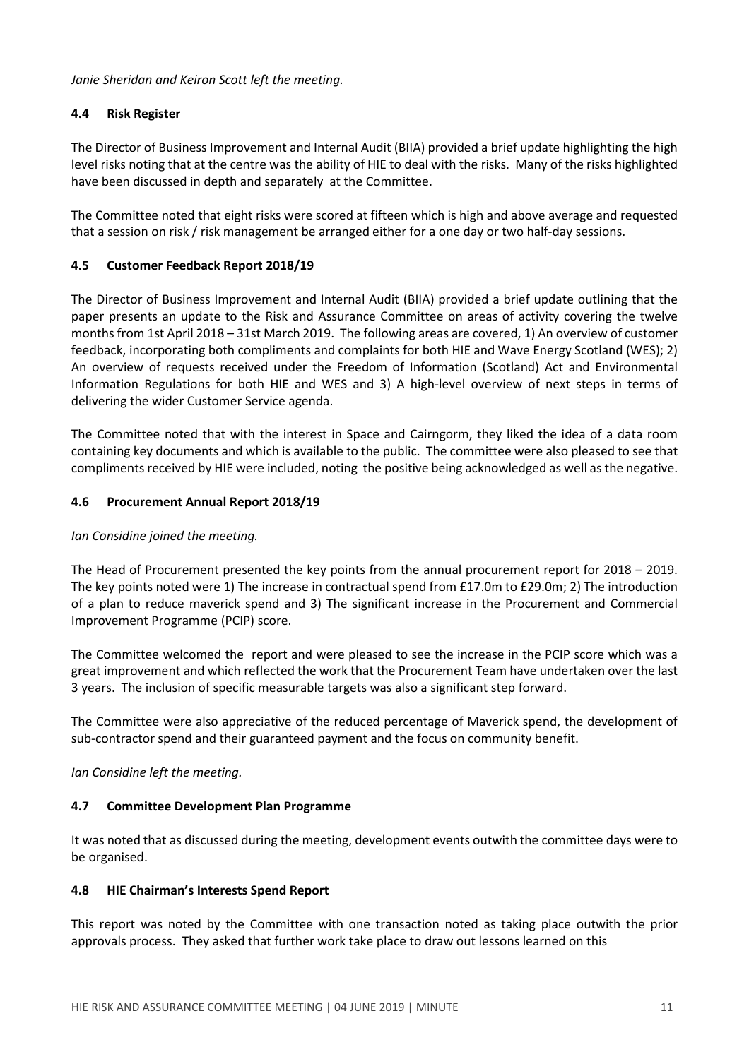*Janie Sheridan and Keiron Scott left the meeting.*

### 4.4 Risk Register

The Director of Business Improvement and Internal Audit (BIIA) provided a brief update highlighting the high level risks noting that at the centre was the ability of HIE to deal with the risks. Many of the risks highlighted have been discussed in depth and separately at the Committee.

The Committee noted that eight risks were scored at fifteen which is high and above average and requested that a session on risk / risk management be arranged either for a one day or two half-day sessions.

### 4.5 Customer Feedback Report 2018/19

The Director of Business Improvement and Internal Audit (BIIA) provided a brief update outlining that the paper presents an update to the Risk and Assurance Committee on areas of activity covering the twelve months from 1st April 2018 – 31st March 2019. The following areas are covered, 1) An overview of customer feedback, incorporating both compliments and complaints for both HIE and Wave Energy Scotland (WES); 2) An overview of requests received under the Freedom of Information (Scotland) Act and Environmental Information Regulations for both HIE and WES and 3) A high-level overview of next steps in terms of delivering the wider Customer Service agenda.

The Committee noted that with the interest in Space and Cairngorm, they liked the idea of a data room containing key documents and which is available to the public. The committee were also pleased to see that compliments received by HIE were included, noting the positive being acknowledged as well as the negative.

### 4.6 Procurement Annual Report 2018/19

*Ian Considine joined the meeting.*

The Head of Procurement presented the key points from the annual procurement report for 2018 – 2019. The key points noted were 1) The increase in contractual spend from £17.0m to £29.0m; 2) The introduction of a plan to reduce maverick spend and 3) The significant increase in the Procurement and Commercial Improvement Programme (PCIP) score.

The Committee welcomed the report and were pleased to see the increase in the PCIP score which was a great improvement and which reflected the work that the Procurement Team have undertaken over the last 3 years. The inclusion of specific measurable targets was also a significant step forward.

The Committee were also appreciative of the reduced percentage of Maverick spend, the development of sub-contractor spend and their guaranteed payment and the focus on community benefit.

*Ian Considine left the meeting.*

### 4.7 Committee Development Plan Programme

It was noted that as discussed during the meeting, development events outwith the committee days were to be organised.

### 4.8 HIE Chairman's Interests Spend Report

This report was noted by the Committee with one transaction noted as taking place outwith the prior approvals process. They asked that further work take place to draw out lessons learned on this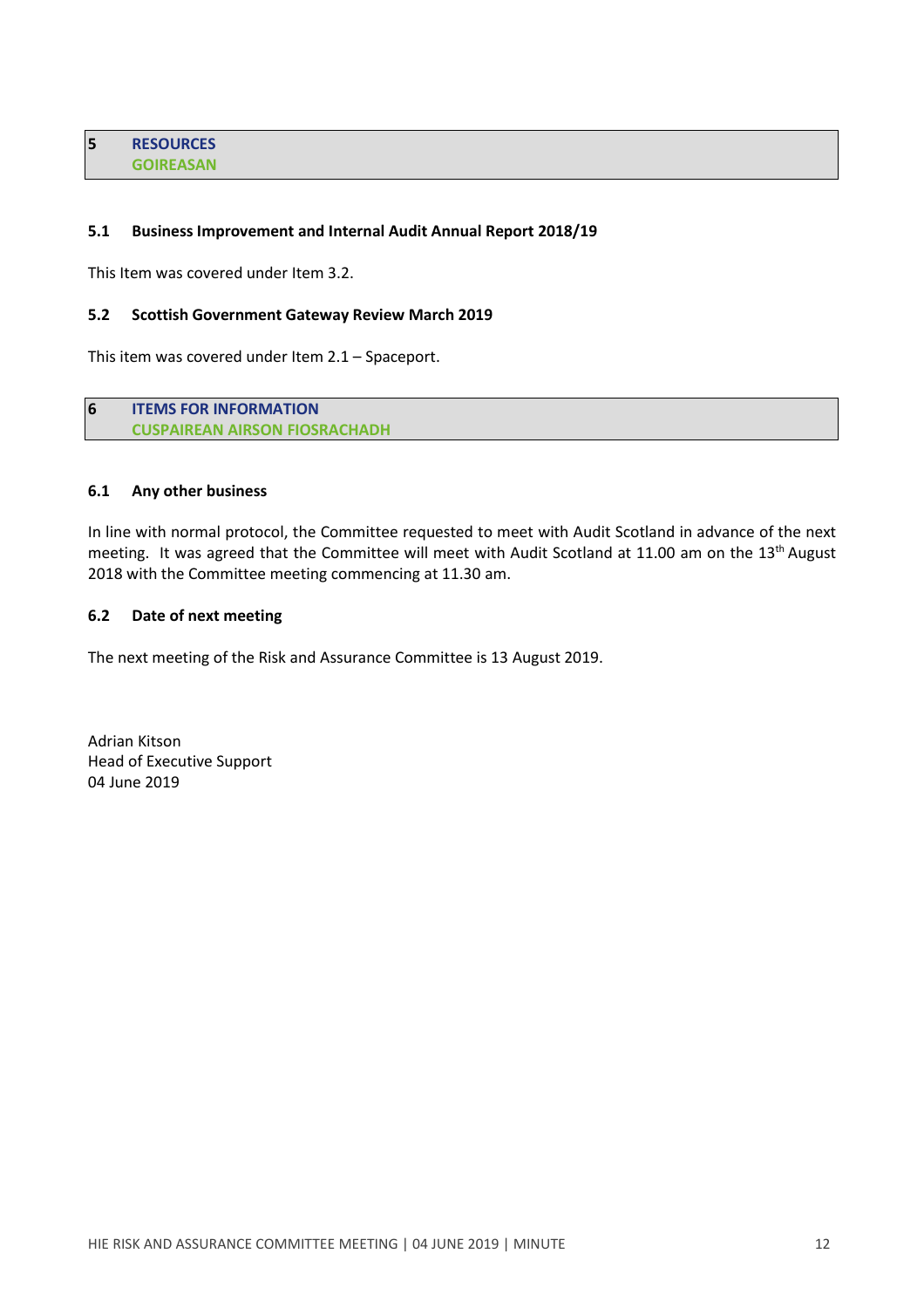## 5 RESOURCES
## GOIREASAN

### 5.1 Business Improvement and Internal Audit Annual Report 2018/19

This Item was covered under Item 3.2.

### 5.2 Scottish Government Gateway Review March 2019

This item was covered under Item 2.1 – Spaceport.

## 6 ITEMS FOR INFORMATION
## CUSPAIREAN AIRSON FIOSRACHADH

### 6.1 Any other business

In line with normal protocol, the Committee requested to meet with Audit Scotland in advance of the next meeting. It was agreed that the Committee will meet with Audit Scotland at 11.00 am on the 13th August 2018 with the Committee meeting commencing at 11.30 am.

### 6.2 Date of next meeting

The next meeting of the Risk and Assurance Committee is 13 August 2019.

Adrian Kitson
Head of Executive Support
04 June 2019